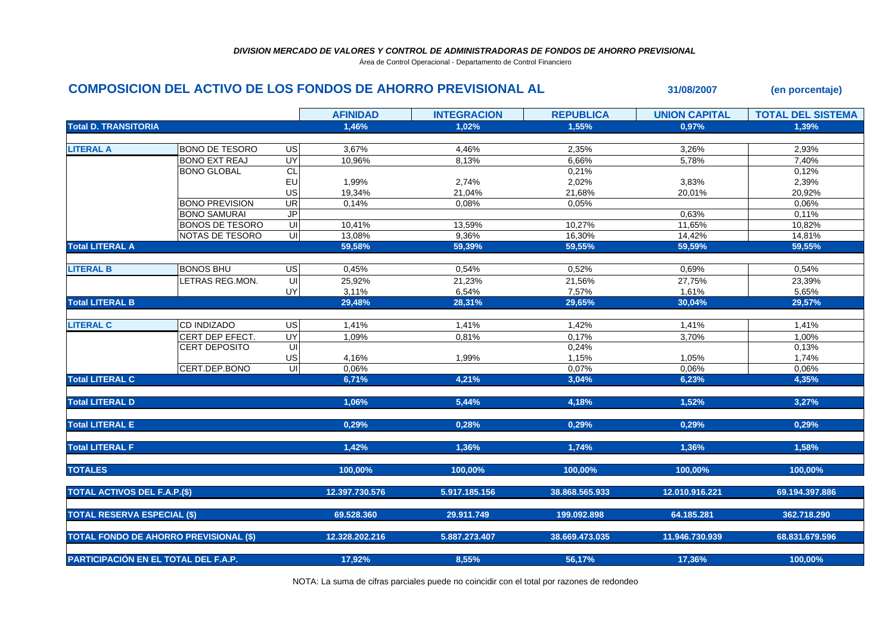*DIVISION MERCADO DE VALORES Y CONTROL DE ADMINISTRADORAS DE FONDOS DE AHORRO PREVISIONAL*

Área de Control Operacional - Departamento de Control Financiero

## COMPOSICION DEL ACTIVO DE LOS FONDOS DE AHORRO PREVISIONAL AL 31/08/2007 (en porcentaje)

| | | | AFINIDAD | INTEGRACION | REPUBLICA | UNION CAPITAL | TOTAL DEL SISTEMA |
|---|---|---|---|---|---|---|---|
| **Total D. TRANSITORIA** | | | **1,46%** | **1,02%** | **1,55%** | **0,97%** | **1,39%** |
| **LITERAL A** | BONO DE TESORO | US | 3,67% | 4,46% | 2,35% | 3,26% | 2,93% |
| | BONO EXT REAJ | UY | 10,96% | 8,13% | 6,66% | 5,78% | 7,40% |
| | BONO GLOBAL | CL | | | 0,21% | | 0,12% |
| | | EU | 1,99% | 2,74% | 2,02% | 3,83% | 2,39% |
| | | US | 19,34% | 21,04% | 21,68% | 20,01% | 20,92% |
| | BONO PREVISION | UR | 0,14% | 0,08% | 0,05% | | 0,06% |
| | BONO SAMURAI | JP | | | | 0,63% | 0,11% |
| | BONOS DE TESORO | UI | 10,41% | 13,59% | 10,27% | 11,65% | 10,82% |
| | NOTAS DE TESORO | UI | 13,08% | 9,36% | 16,30% | 14,42% | 14,81% |
| **Total LITERAL A** | | | **59,58%** | **59,39%** | **59,55%** | **59,59%** | **59,55%** |
| **LITERAL B** | BONOS BHU | US | 0,45% | 0,54% | 0,52% | 0,69% | 0,54% |
| | LETRAS REG.MON. | UI | 25,92% | 21,23% | 21,56% | 27,75% | 23,39% |
| | | UY | 3,11% | 6,54% | 7,57% | 1,61% | 5,65% |
| **Total LITERAL B** | | | **29,48%** | **28,31%** | **29,65%** | **30,04%** | **29,57%** |
| **LITERAL C** | CD INDIZADO | US | 1,41% | 1,41% | 1,42% | 1,41% | 1,41% |
| | CERT DEP EFECT. | UY | 1,09% | 0,81% | 0,17% | 3,70% | 1,00% |
| | CERT DEPOSITO | UI | | | 0,24% | | 0,13% |
| | | US | 4,16% | 1,99% | 1,15% | 1,05% | 1,74% |
| | CERT.DEP.BONO | UI | 0,06% | | 0,07% | 0,06% | 0,06% |
| **Total LITERAL C** | | | **6,71%** | **4,21%** | **3,04%** | **6,23%** | **4,35%** |
| **Total LITERAL D** | | | **1,06%** | **5,44%** | **4,18%** | **1,52%** | **3,27%** |
| **Total LITERAL E** | | | **0,29%** | **0,28%** | **0,29%** | **0,29%** | **0,29%** |
| **Total LITERAL F** | | | **1,42%** | **1,36%** | **1,74%** | **1,36%** | **1,58%** |
| **TOTALES** | | | **100,00%** | **100,00%** | **100,00%** | **100,00%** | **100,00%** |
| **TOTAL ACTIVOS DEL F.A.P.($)** | | | **12.397.730.576** | **5.917.185.156** | **38.868.565.933** | **12.010.916.221** | **69.194.397.886** |
| **TOTAL RESERVA ESPECIAL ($)** | | | **69.528.360** | **29.911.749** | **199.092.898** | **64.185.281** | **362.718.290** |
| **TOTAL FONDO DE AHORRO PREVISIONAL ($)** | | | **12.328.202.216** | **5.887.273.407** | **38.669.473.035** | **11.946.730.939** | **68.831.679.596** |
| **PARTICIPACIÓN EN EL TOTAL DEL F.A.P.** | | | **17,92%** | **8,55%** | **56,17%** | **17,36%** | **100,00%** |

NOTA: La suma de cifras parciales puede no coincidir con el total por razones de redondeo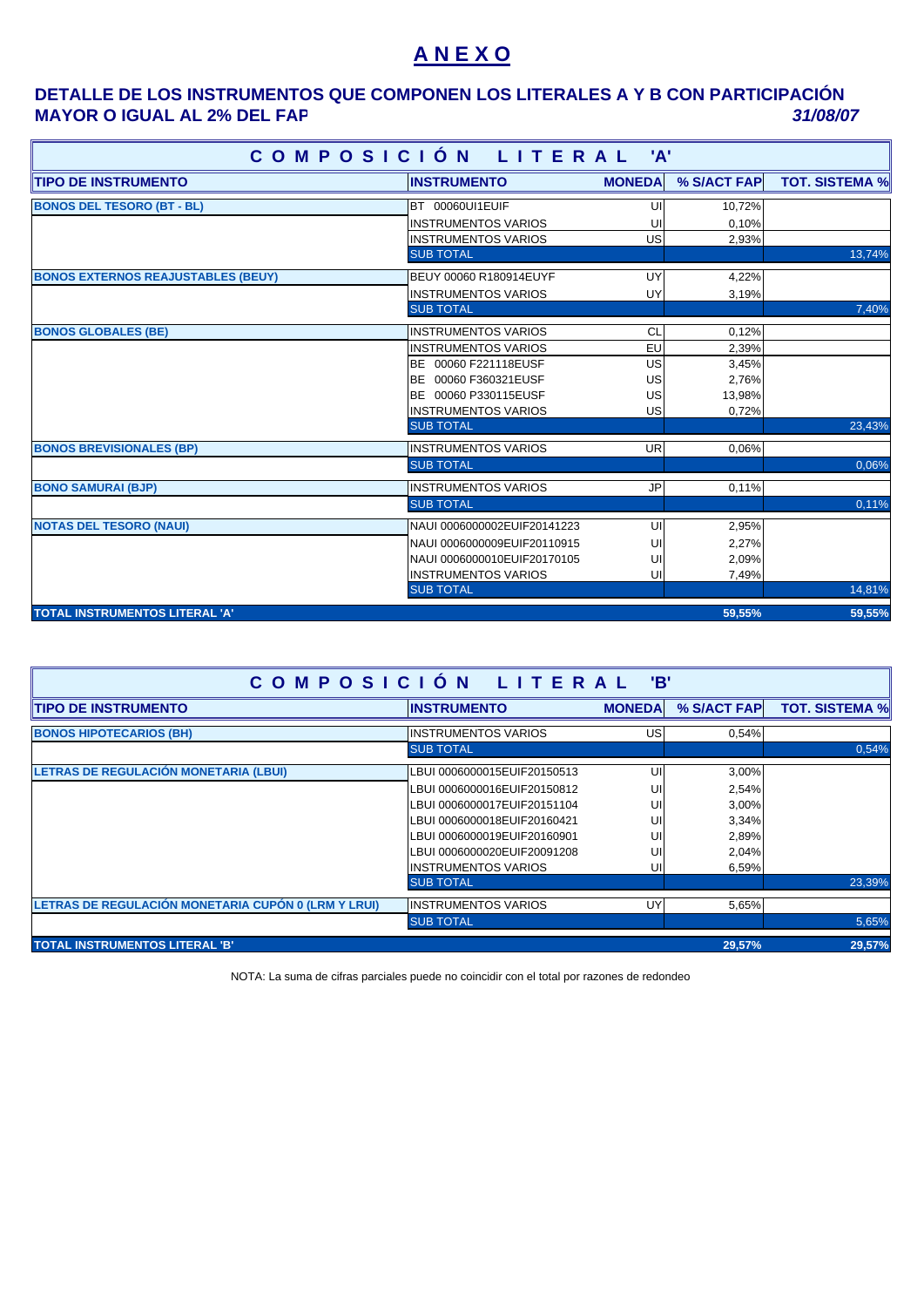# A N E X O

## DETALLE DE LOS INSTRUMENTOS QUE COMPONEN LOS LITERALES A Y B CON PARTICIPACIÓN MAYOR O IGUAL AL 2% DEL FAP

*31/08/07*

### C O M P O S I C I Ó N   L I T E R A L   'A'

| TIPO DE INSTRUMENTO | INSTRUMENTO | MONEDA | % S/ACT FAP | TOT. SISTEMA % |
|---|---|---|---|---|
| BONOS DEL TESORO (BT - BL) | BT 00060UI1EUIF | UI | 10,72% | |
| | INSTRUMENTOS VARIOS | UI | 0,10% | |
| | INSTRUMENTOS VARIOS | US | 2,93% | |
| | SUB TOTAL | | | 13,74% |
| BONOS EXTERNOS REAJUSTABLES (BEUY) | BEUY 00060 R180914EUYF | UY | 4,22% | |
| | INSTRUMENTOS VARIOS | UY | 3,19% | |
| | SUB TOTAL | | | 7,40% |
| BONOS GLOBALES (BE) | INSTRUMENTOS VARIOS | CL | 0,12% | |
| | INSTRUMENTOS VARIOS | EU | 2,39% | |
| | BE 00060 F221118EUSF | US | 3,45% | |
| | BE 00060 F360321EUSF | US | 2,76% | |
| | BE 00060 P330115EUSF | US | 13,98% | |
| | INSTRUMENTOS VARIOS | US | 0,72% | |
| | SUB TOTAL | | | 23,43% |
| BONOS BREVISIONALES (BP) | INSTRUMENTOS VARIOS | UR | 0,06% | |
| | SUB TOTAL | | | 0,06% |
| BONO SAMURAI (BJP) | INSTRUMENTOS VARIOS | JP | 0,11% | |
| | SUB TOTAL | | | 0,11% |
| NOTAS DEL TESORO (NAUI) | NAUI 0006000002EUIF20141223 | UI | 2,95% | |
| | NAUI 0006000009EUIF20110915 | UI | 2,27% | |
| | NAUI 0006000010EUIF20170105 | UI | 2,09% | |
| | INSTRUMENTOS VARIOS | UI | 7,49% | |
| | SUB TOTAL | | | 14,81% |
| **TOTAL INSTRUMENTOS LITERAL 'A'** | | | **59,55%** | **59,55%** |

### C O M P O S I C I Ó N   L I T E R A L   'B'

| TIPO DE INSTRUMENTO | INSTRUMENTO | MONEDA | % S/ACT FAP | TOT. SISTEMA % |
|---|---|---|---|---|
| BONOS HIPOTECARIOS (BH) | INSTRUMENTOS VARIOS | US | 0,54% | |
| | SUB TOTAL | | | 0,54% |
| LETRAS DE REGULACIÓN MONETARIA (LBUI) | LBUI 0006000015EUIF20150513 | UI | 3,00% | |
| | LBUI 0006000016EUIF20150812 | UI | 2,54% | |
| | LBUI 0006000017EUIF20151104 | UI | 3,00% | |
| | LBUI 0006000018EUIF20160421 | UI | 3,34% | |
| | LBUI 0006000019EUIF20160901 | UI | 2,89% | |
| | LBUI 0006000020EUIF20091208 | UI | 2,04% | |
| | INSTRUMENTOS VARIOS | UI | 6,59% | |
| | SUB TOTAL | | | 23,39% |
| LETRAS DE REGULACIÓN MONETARIA CUPÓN 0 (LRM Y LRUI) | INSTRUMENTOS VARIOS | UY | 5,65% | |
| | SUB TOTAL | | | 5,65% |
| **TOTAL INSTRUMENTOS LITERAL 'B'** | | | **29,57%** | **29,57%** |

NOTA: La suma de cifras parciales puede no coincidir con el total por razones de redondeo